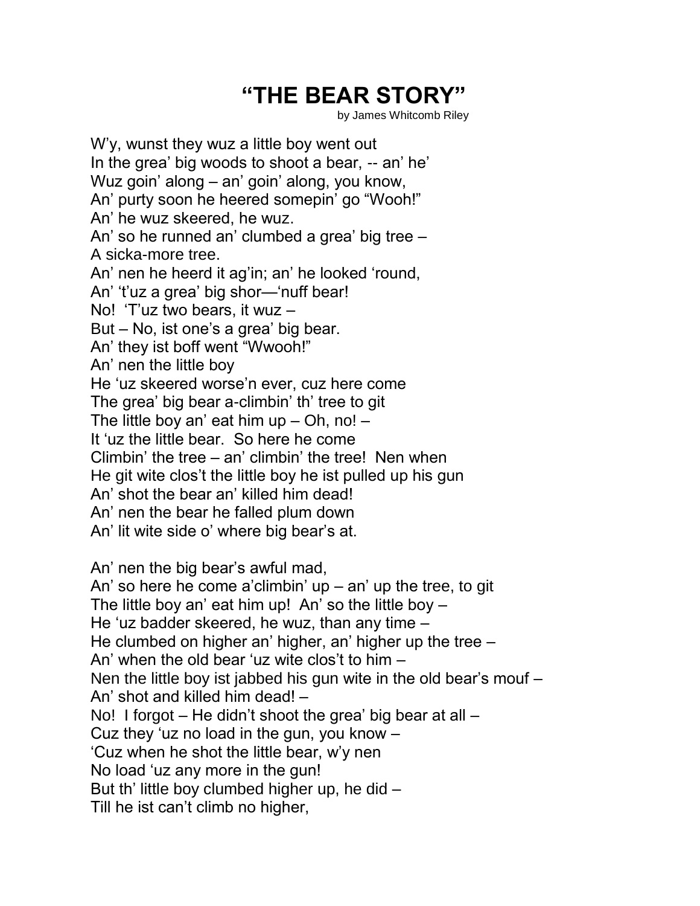# "THE BEAR STORY"

by James Whitcomb Riley

W'y, wunst they wuz a little boy went out
In the grea' big woods to shoot a bear, -- an' he'
Wuz goin' along – an' goin' along, you know,
An' purty soon he heered somepin' go "Wooh!"
An' he wuz skeered, he wuz.
An' so he runned an' clumbed a grea' big tree –
A sicka-more tree.
An' nen he heerd it ag'in; an' he looked 'round,
An' 't'uz a grea' big shor—'nuff bear!
No! 'T'uz two bears, it wuz –
But – No, ist one's a grea' big bear.
An' they ist boff went "Wwooh!"
An' nen the little boy
He 'uz skeered worse'n ever, cuz here come
The grea' big bear a-climbin' th' tree to git
The little boy an' eat him up – Oh, no! –
It 'uz the little bear. So here he come
Climbin' the tree – an' climbin' the tree! Nen when
He git wite clos't the little boy he ist pulled up his gun
An' shot the bear an' killed him dead!
An' nen the bear he falled plum down
An' lit wite side o' where big bear's at.

An' nen the big bear's awful mad,
An' so here he come a'climbin' up – an' up the tree, to git
The little boy an' eat him up! An' so the little boy –
He 'uz badder skeered, he wuz, than any time –
He clumbed on higher an' higher, an' higher up the tree –
An' when the old bear 'uz wite clos't to him –
Nen the little boy ist jabbed his gun wite in the old bear's mouf –
An' shot and killed him dead! –
No! I forgot – He didn't shoot the grea' big bear at all –
Cuz they 'uz no load in the gun, you know –
'Cuz when he shot the little bear, w'y nen
No load 'uz any more in the gun!
But th' little boy clumbed higher up, he did –
Till he ist can't climb no higher,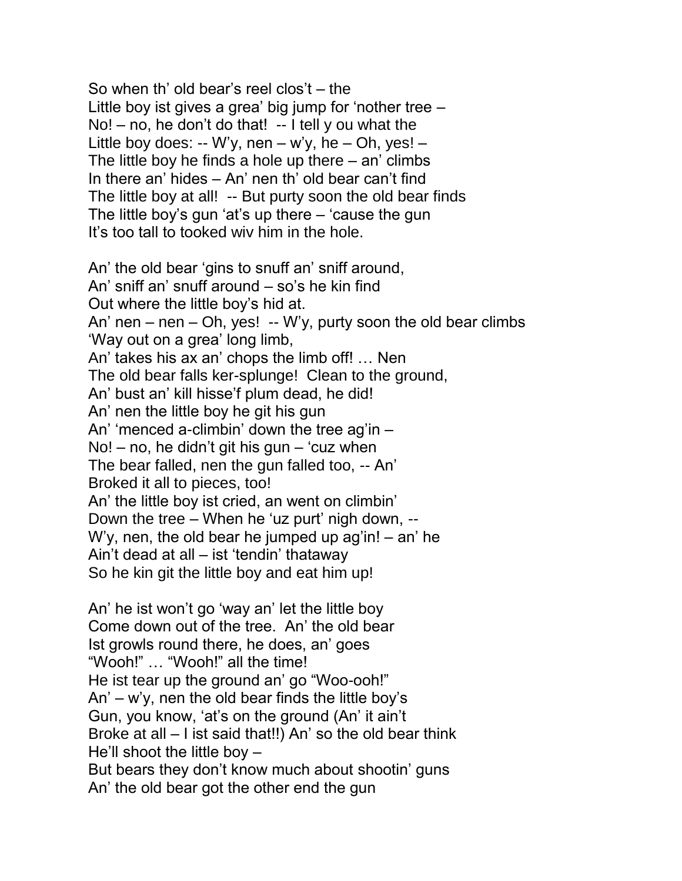So when th' old bear's reel clos't – the  
Little boy ist gives a grea' big jump for 'nother tree –  
No! – no, he don't do that!  -- I tell y ou what the  
Little boy does: -- W'y, nen – w'y, he – Oh, yes! –  
The little boy he finds a hole up there – an' climbs  
In there an' hides – An' nen th' old bear can't find  
The little boy at all!  -- But purty soon the old bear finds  
The little boy's gun 'at's up there – 'cause the gun  
It's too tall to tooked wiv him in the hole.

An' the old bear 'gins to snuff an' sniff around,  
An' sniff an' snuff around – so's he kin find  
Out where the little boy's hid at.  
An' nen – nen – Oh, yes!  -- W'y, purty soon the old bear climbs  
'Way out on a grea' long limb,  
An' takes his ax an' chops the limb off! … Nen  
The old bear falls ker-splunge!  Clean to the ground,  
An' bust an' kill hisse'f plum dead, he did!  
An' nen the little boy he git his gun  
An' 'menced a-climbin' down the tree ag'in –  
No! – no, he didn't git his gun – 'cuz when  
The bear falled, nen the gun falled too, -- An'  
Broked it all to pieces, too!  
An' the little boy ist cried, an went on climbin'  
Down the tree – When he 'uz purt' nigh down, --  
W'y, nen, the old bear he jumped up ag'in! – an' he  
Ain't dead at all – ist 'tendin' thataway  
So he kin git the little boy and eat him up!

An' he ist won't go 'way an' let the little boy  
Come down out of the tree.  An' the old bear  
Ist growls round there, he does, an' goes  
"Wooh!" … "Wooh!" all the time!  
He ist tear up the ground an' go "Woo-ooh!"  
An' – w'y, nen the old bear finds the little boy's  
Gun, you know, 'at's on the ground (An' it ain't  
Broke at all – I ist said that!!) An' so the old bear think  
He'll shoot the little boy –  
But bears they don't know much about shootin' guns  
An' the old bear got the other end the gun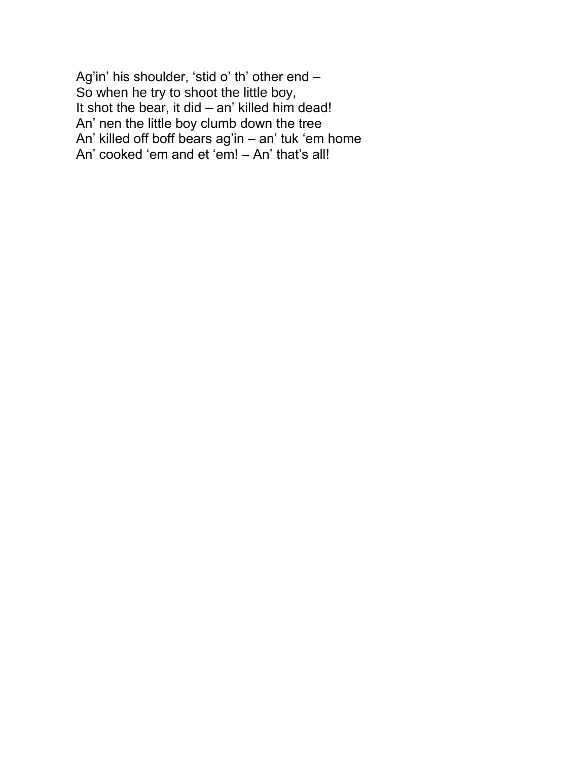Ag'in' his shoulder, 'stid o' th' other end –
So when he try to shoot the little boy,
It shot the bear, it did – an' killed him dead!
An' nen the little boy clumb down the tree
An' killed off boff bears ag'in – an' tuk 'em home
An' cooked 'em and et 'em! – An' that's all!